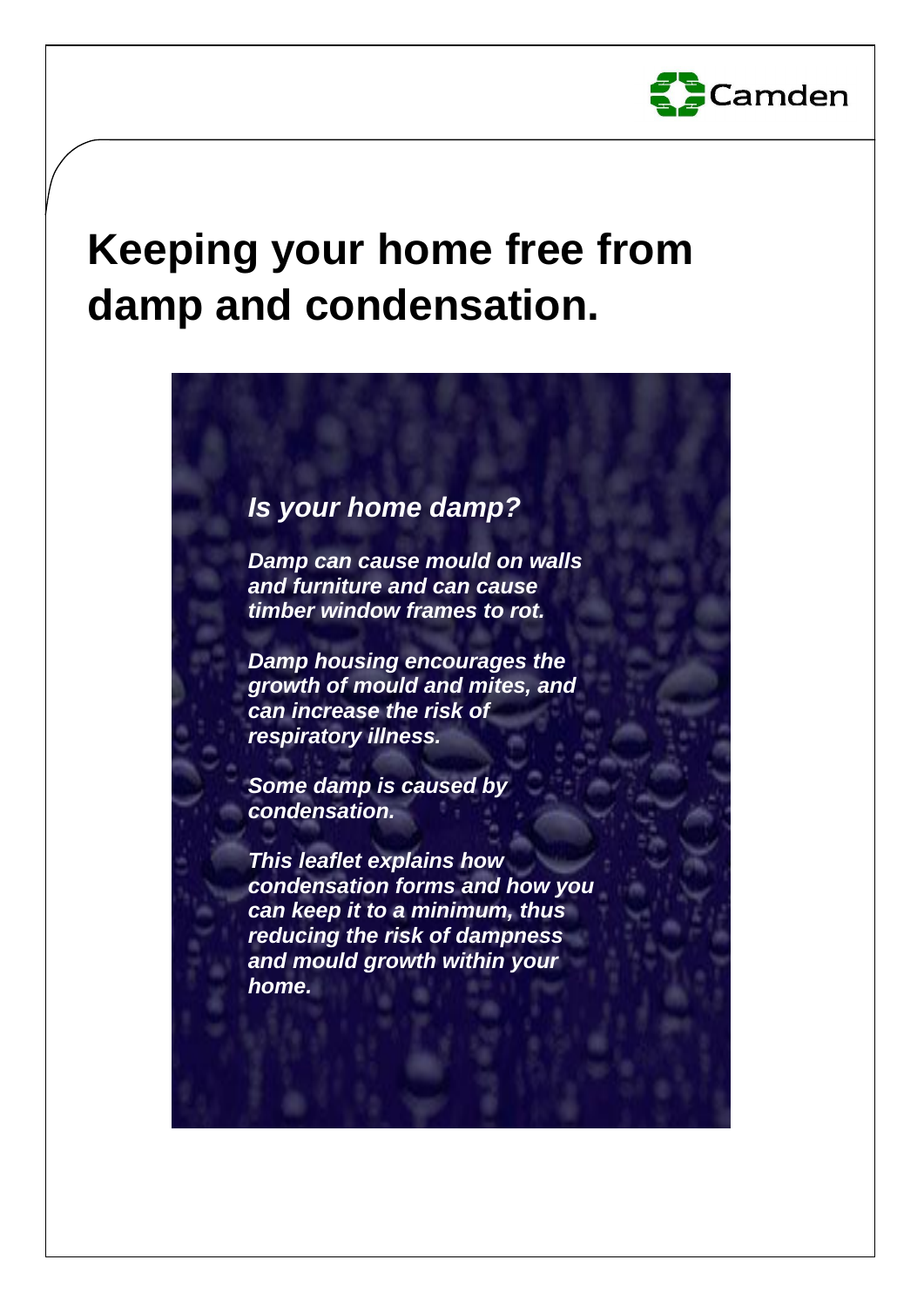Camden

# Keeping your home free from damp and condensation.

## *Is your home damp?*

***Damp can cause mould on walls and furniture and can cause timber window frames to rot.***

***Damp housing encourages the growth of mould and mites, and can increase the risk of respiratory illness.***

***Some damp is caused by condensation.***

***This leaflet explains how condensation forms and how you can keep it to a minimum, thus reducing the risk of dampness and mould growth within your home.***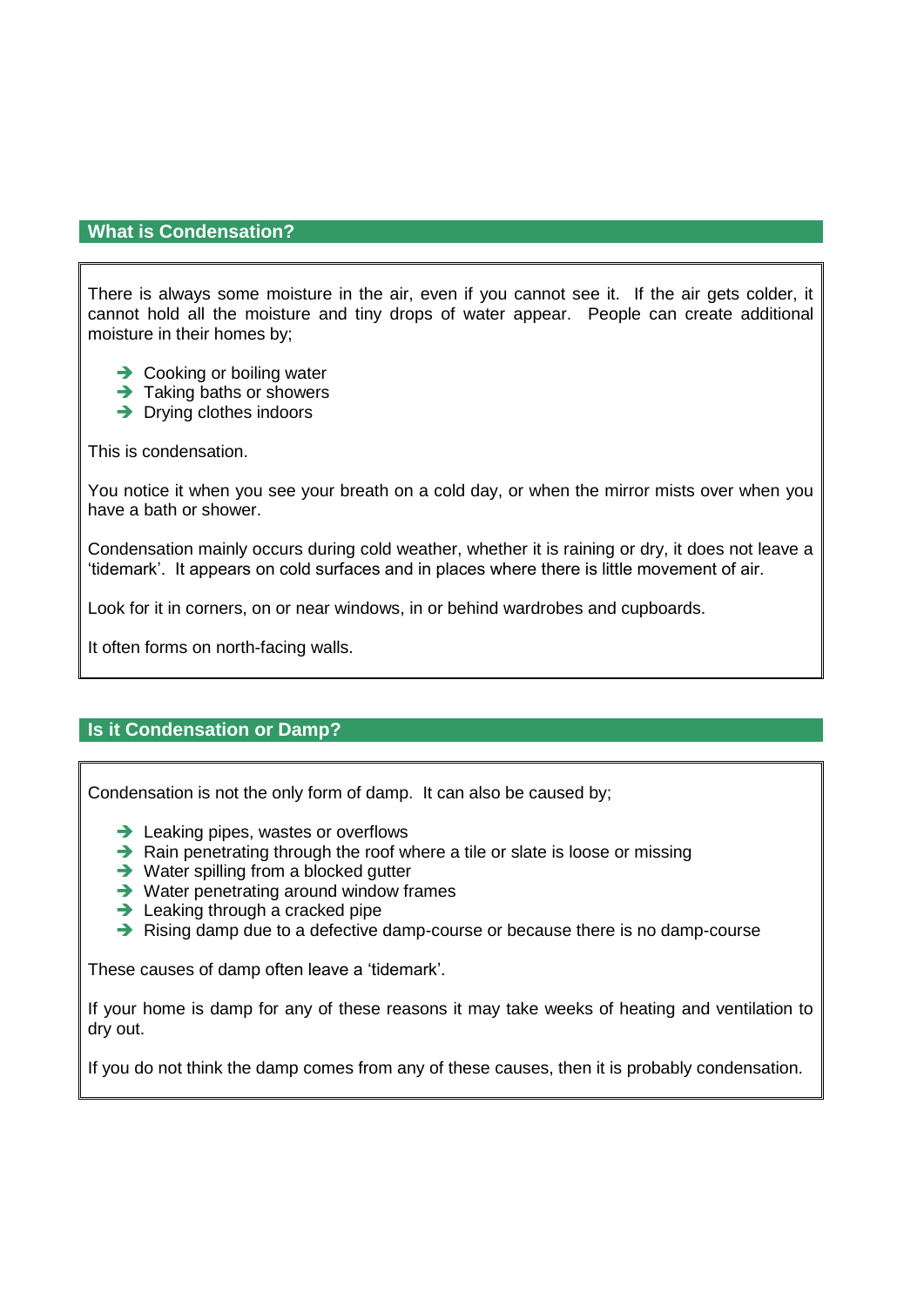## What is Condensation?

There is always some moisture in the air, even if you cannot see it. If the air gets colder, it cannot hold all the moisture and tiny drops of water appear. People can create additional moisture in their homes by;

- Cooking or boiling water
- Taking baths or showers
- Drying clothes indoors

This is condensation.

You notice it when you see your breath on a cold day, or when the mirror mists over when you have a bath or shower.

Condensation mainly occurs during cold weather, whether it is raining or dry, it does not leave a 'tidemark'. It appears on cold surfaces and in places where there is little movement of air.

Look for it in corners, on or near windows, in or behind wardrobes and cupboards.

It often forms on north-facing walls.

## Is it Condensation or Damp?

Condensation is not the only form of damp. It can also be caused by;

- Leaking pipes, wastes or overflows
- Rain penetrating through the roof where a tile or slate is loose or missing
- Water spilling from a blocked gutter
- Water penetrating around window frames
- Leaking through a cracked pipe
- Rising damp due to a defective damp-course or because there is no damp-course

These causes of damp often leave a 'tidemark'.

If your home is damp for any of these reasons it may take weeks of heating and ventilation to dry out.

If you do not think the damp comes from any of these causes, then it is probably condensation.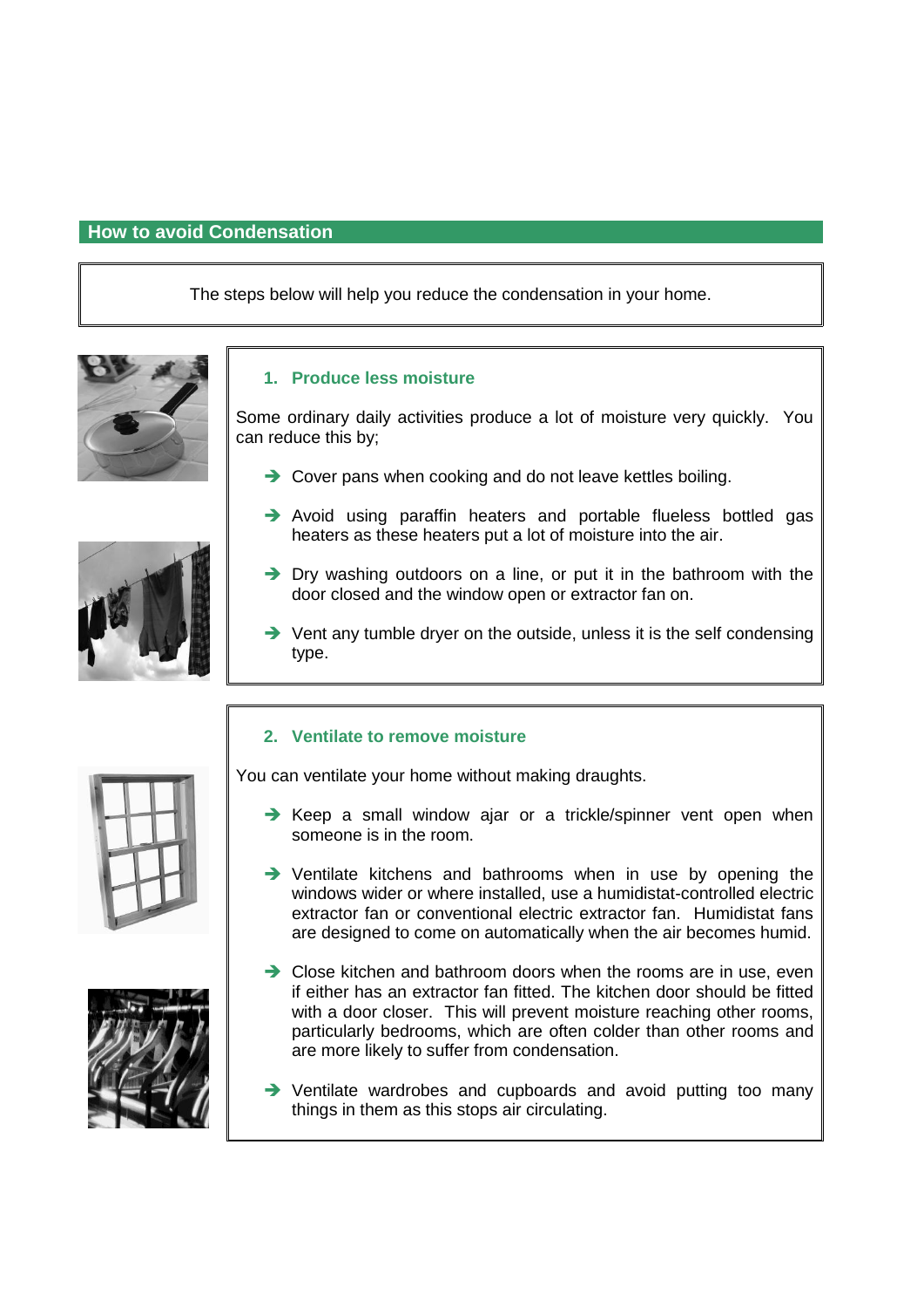## How to avoid Condensation

The steps below will help you reduce the condensation in your home.

### 1. Produce less moisture

Some ordinary daily activities produce a lot of moisture very quickly. You can reduce this by;

- Cover pans when cooking and do not leave kettles boiling.
- Avoid using paraffin heaters and portable flueless bottled gas heaters as these heaters put a lot of moisture into the air.
- Dry washing outdoors on a line, or put it in the bathroom with the door closed and the window open or extractor fan on.
- Vent any tumble dryer on the outside, unless it is the self condensing type.

### 2. Ventilate to remove moisture

You can ventilate your home without making draughts.

- Keep a small window ajar or a trickle/spinner vent open when someone is in the room.
- Ventilate kitchens and bathrooms when in use by opening the windows wider or where installed, use a humidistat-controlled electric extractor fan or conventional electric extractor fan. Humidistat fans are designed to come on automatically when the air becomes humid.
- Close kitchen and bathroom doors when the rooms are in use, even if either has an extractor fan fitted. The kitchen door should be fitted with a door closer. This will prevent moisture reaching other rooms, particularly bedrooms, which are often colder than other rooms and are more likely to suffer from condensation.
- Ventilate wardrobes and cupboards and avoid putting too many things in them as this stops air circulating.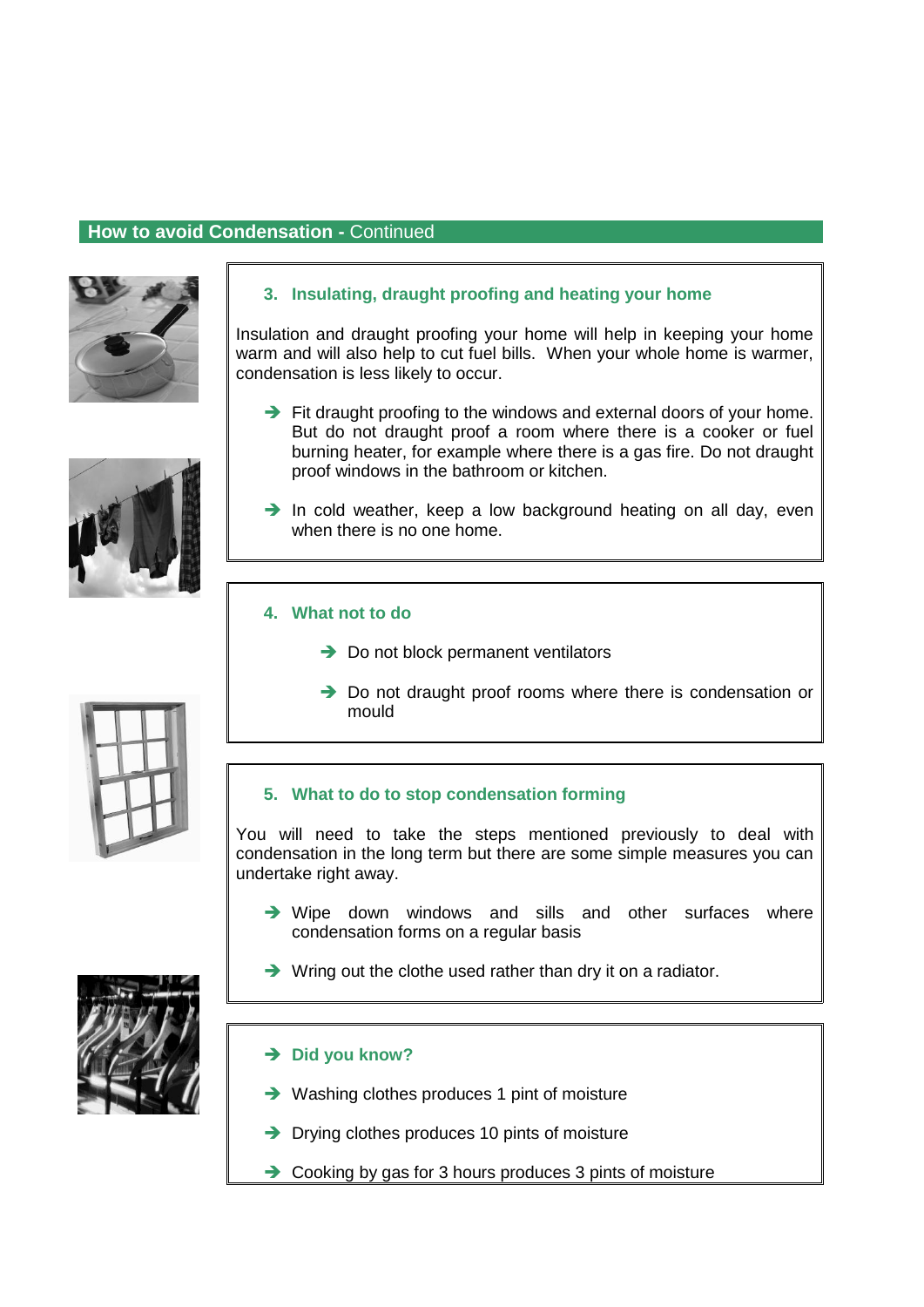## How to avoid Condensation - Continued

### 3. Insulating, draught proofing and heating your home

Insulation and draught proofing your home will help in keeping your home warm and will also help to cut fuel bills. When your whole home is warmer, condensation is less likely to occur.

- Fit draught proofing to the windows and external doors of your home. But do not draught proof a room where there is a cooker or fuel burning heater, for example where there is a gas fire. Do not draught proof windows in the bathroom or kitchen.
- In cold weather, keep a low background heating on all day, even when there is no one home.

### 4. What not to do

- Do not block permanent ventilators
- Do not draught proof rooms where there is condensation or mould

### 5. What to do to stop condensation forming

You will need to take the steps mentioned previously to deal with condensation in the long term but there are some simple measures you can undertake right away.

- Wipe down windows and sills and other surfaces where condensation forms on a regular basis
- Wring out the clothe used rather than dry it on a radiator.

### Did you know?

- Washing clothes produces 1 pint of moisture
- Drying clothes produces 10 pints of moisture
- Cooking by gas for 3 hours produces 3 pints of moisture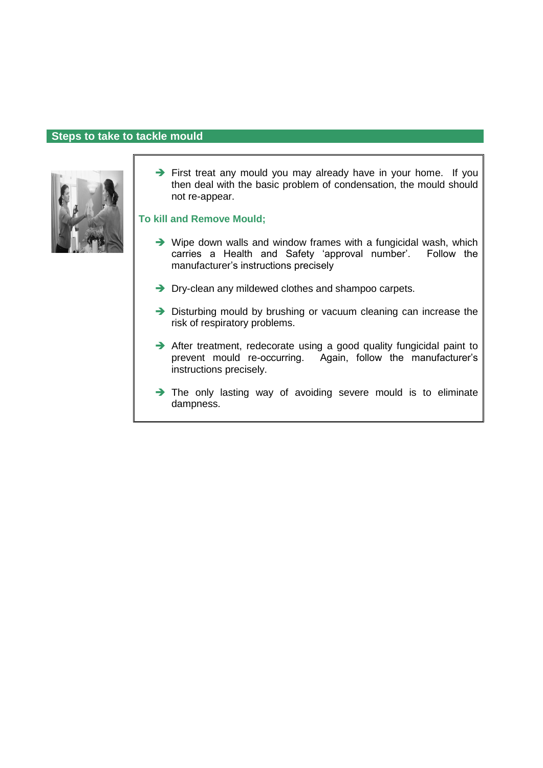## Steps to take to tackle mould

- First treat any mould you may already have in your home. If you then deal with the basic problem of condensation, the mould should not re-appear.

### To kill and Remove Mould;

- Wipe down walls and window frames with a fungicidal wash, which carries a Health and Safety 'approval number'. Follow the manufacturer's instructions precisely
- Dry-clean any mildewed clothes and shampoo carpets.
- Disturbing mould by brushing or vacuum cleaning can increase the risk of respiratory problems.
- After treatment, redecorate using a good quality fungicidal paint to prevent mould re-occurring. Again, follow the manufacturer's instructions precisely.
- The only lasting way of avoiding severe mould is to eliminate dampness.